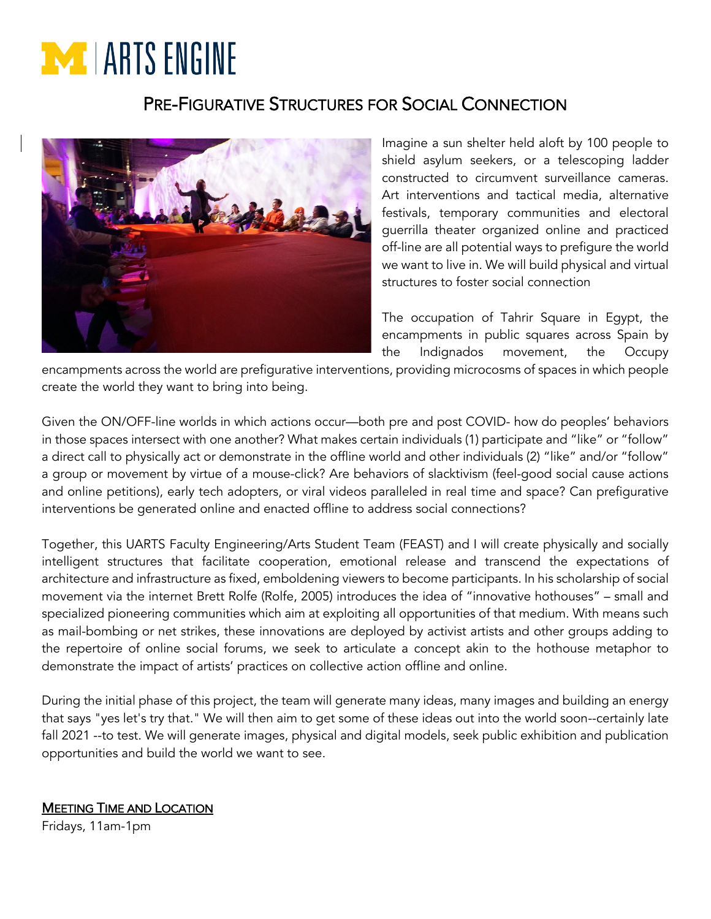# M | ARTS ENGINE

## PRE-FIGURATIVE STRUCTURES FOR SOCIAL CONNECTION

Imagine a sun shelter held aloft by 100 people to shield asylum seekers, or a telescoping ladder constructed to circumvent surveillance cameras. Art interventions and tactical media, alternative festivals, temporary communities and electoral guerrilla theater organized online and practiced off-line are all potential ways to prefigure the world we want to live in. We will build physical and virtual structures to foster social connection

The occupation of Tahrir Square in Egypt, the encampments in public squares across Spain by the Indignados movement, the Occupy encampments across the world are prefigurative interventions, providing microcosms of spaces in which people create the world they want to bring into being.

Given the ON/OFF-line worlds in which actions occur—both pre and post COVID- how do peoples' behaviors in those spaces intersect with one another? What makes certain individuals (1) participate and "like" or "follow" a direct call to physically act or demonstrate in the offline world and other individuals (2) "like" and/or "follow" a group or movement by virtue of a mouse-click? Are behaviors of slacktivism (feel-good social cause actions and online petitions), early tech adopters, or viral videos paralleled in real time and space? Can prefigurative interventions be generated online and enacted offline to address social connections?

Together, this UARTS Faculty Engineering/Arts Student Team (FEAST) and I will create physically and socially intelligent structures that facilitate cooperation, emotional release and transcend the expectations of architecture and infrastructure as fixed, emboldening viewers to become participants. In his scholarship of social movement via the internet Brett Rolfe (Rolfe, 2005) introduces the idea of "innovative hothouses" – small and specialized pioneering communities which aim at exploiting all opportunities of that medium. With means such as mail-bombing or net strikes, these innovations are deployed by activist artists and other groups adding to the repertoire of online social forums, we seek to articulate a concept akin to the hothouse metaphor to demonstrate the impact of artists' practices on collective action offline and online.

During the initial phase of this project, the team will generate many ideas, many images and building an energy that says "yes let's try that." We will then aim to get some of these ideas out into the world soon--certainly late fall 2021 --to test. We will generate images, physical and digital models, seek public exhibition and publication opportunities and build the world we want to see.

### MEETING TIME AND LOCATION

Fridays, 11am-1pm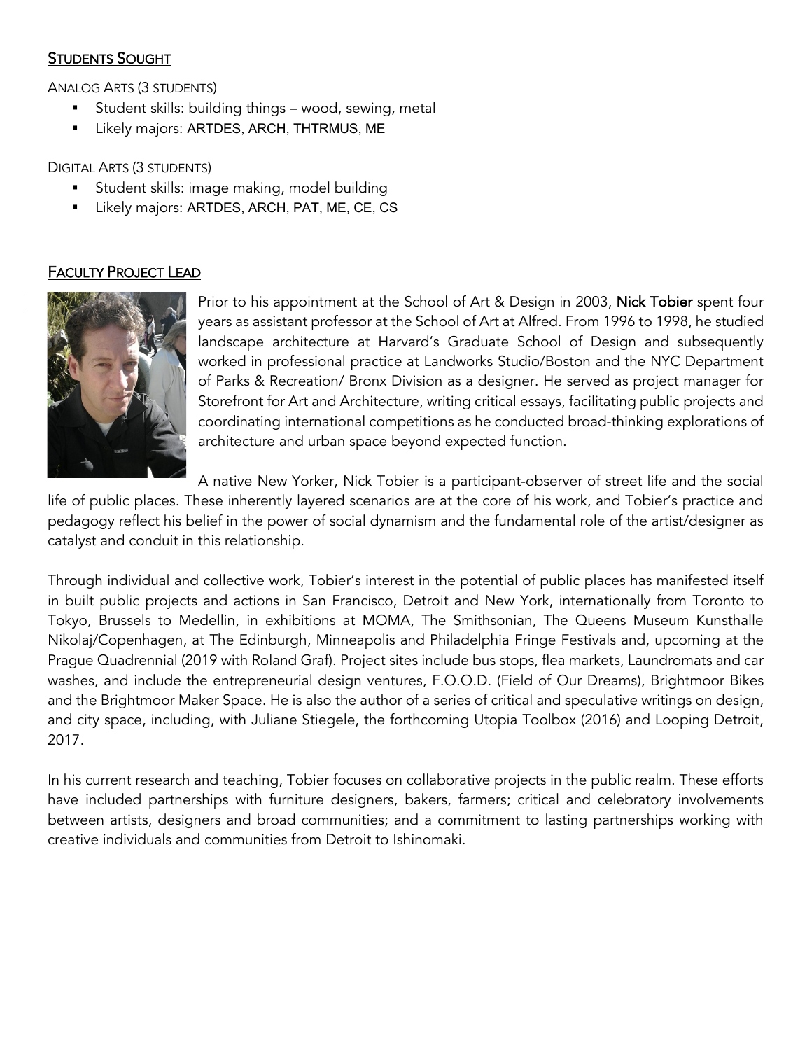## Students Sought

Analog Arts (3 students)

- Student skills: building things – wood, sewing, metal
- Likely majors: ARTDES, ARCH, THTRMUS, ME

Digital Arts (3 students)

- Student skills: image making, model building
- Likely majors: ARTDES, ARCH, PAT, ME, CE, CS

## Faculty Project Lead

Prior to his appointment at the School of Art & Design in 2003, **Nick Tobier** spent four years as assistant professor at the School of Art at Alfred. From 1996 to 1998, he studied landscape architecture at Harvard's Graduate School of Design and subsequently worked in professional practice at Landworks Studio/Boston and the NYC Department of Parks & Recreation/ Bronx Division as a designer. He served as project manager for Storefront for Art and Architecture, writing critical essays, facilitating public projects and coordinating international competitions as he conducted broad-thinking explorations of architecture and urban space beyond expected function.

A native New Yorker, Nick Tobier is a participant-observer of street life and the social life of public places. These inherently layered scenarios are at the core of his work, and Tobier's practice and pedagogy reflect his belief in the power of social dynamism and the fundamental role of the artist/designer as catalyst and conduit in this relationship.

Through individual and collective work, Tobier's interest in the potential of public places has manifested itself in built public projects and actions in San Francisco, Detroit and New York, internationally from Toronto to Tokyo, Brussels to Medellin, in exhibitions at MOMA, The Smithsonian, The Queens Museum Kunsthalle Nikolaj/Copenhagen, at The Edinburgh, Minneapolis and Philadelphia Fringe Festivals and, upcoming at the Prague Quadrennial (2019 with Roland Graf). Project sites include bus stops, flea markets, Laundromats and car washes, and include the entrepreneurial design ventures, F.O.O.D. (Field of Our Dreams), Brightmoor Bikes and the Brightmoor Maker Space. He is also the author of a series of critical and speculative writings on design, and city space, including, with Juliane Stiegele, the forthcoming Utopia Toolbox (2016) and Looping Detroit, 2017.

In his current research and teaching, Tobier focuses on collaborative projects in the public realm. These efforts have included partnerships with furniture designers, bakers, farmers; critical and celebratory involvements between artists, designers and broad communities; and a commitment to lasting partnerships working with creative individuals and communities from Detroit to Ishinomaki.